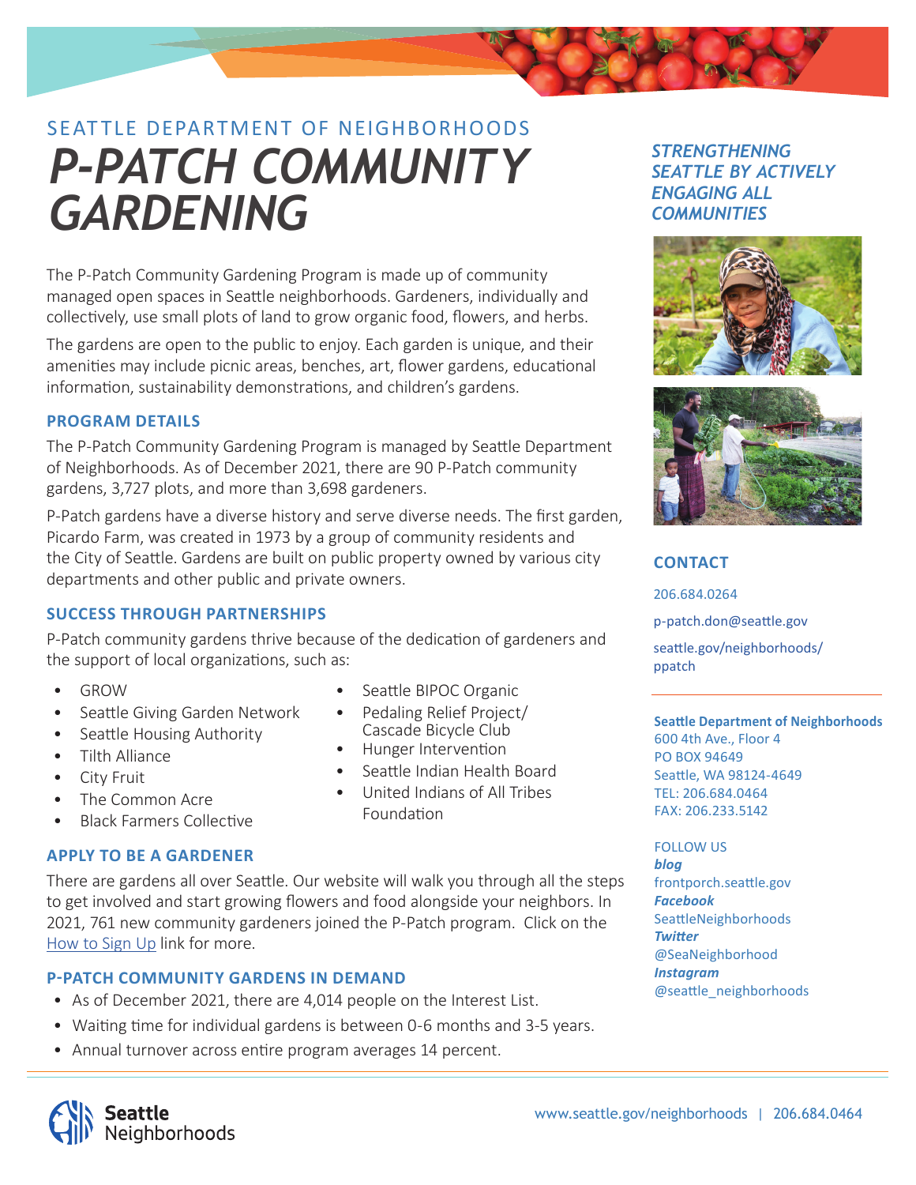SEATTLE DEPARTMENT OF NEIGHBORHOODS

# *P-PATCH COMMUNITY GARDENING*

***STRENGTHENING SEATTLE BY ACTIVELY ENGAGING ALL COMMUNITIES***

The P-Patch Community Gardening Program is made up of community managed open spaces in Seattle neighborhoods. Gardeners, individually and collectively, use small plots of land to grow organic food, flowers, and herbs.

The gardens are open to the public to enjoy. Each garden is unique, and their amenities may include picnic areas, benches, art, flower gardens, educational information, sustainability demonstrations, and children's gardens.

## PROGRAM DETAILS

The P-Patch Community Gardening Program is managed by Seattle Department of Neighborhoods. As of December 2021, there are 90 P-Patch community gardens, 3,727 plots, and more than 3,698 gardeners.

P-Patch gardens have a diverse history and serve diverse needs. The first garden, Picardo Farm, was created in 1973 by a group of community residents and the City of Seattle. Gardens are built on public property owned by various city departments and other public and private owners.

## SUCCESS THROUGH PARTNERSHIPS

P-Patch community gardens thrive because of the dedication of gardeners and the support of local organizations, such as:

- GROW
- Seattle Giving Garden Network
- Seattle Housing Authority
- Tilth Alliance
- City Fruit
- The Common Acre
- Black Farmers Collective
- Seattle BIPOC Organic
- Pedaling Relief Project/ Cascade Bicycle Club
- Hunger Intervention
- Seattle Indian Health Board
- United Indians of All Tribes Foundation

## APPLY TO BE A GARDENER

There are gardens all over Seattle. Our website will walk you through all the steps to get involved and start growing flowers and food alongside your neighbors. In 2021, 761 new community gardeners joined the P-Patch program. Click on the How to Sign Up link for more.

## P-PATCH COMMUNITY GARDENS IN DEMAND

- As of December 2021, there are 4,014 people on the Interest List.
- Waiting time for individual gardens is between 0-6 months and 3-5 years.
- Annual turnover across entire program averages 14 percent.

## CONTACT

206.684.0264

p-patch.don@seattle.gov

seattle.gov/neighborhoods/ppatch

**Seattle Department of Neighborhoods**
600 4th Ave., Floor 4
PO BOX 94649
Seattle, WA 98124-4649
TEL: 206.684.0464
FAX: 206.233.5142

FOLLOW US
***blog***
frontporch.seattle.gov
***Facebook***
SeattleNeighborhoods
***Twitter***
@SeaNeighborhood
***Instagram***
@seattle_neighborhoods

Seattle Neighborhoods

www.seattle.gov/neighborhoods | 206.684.0464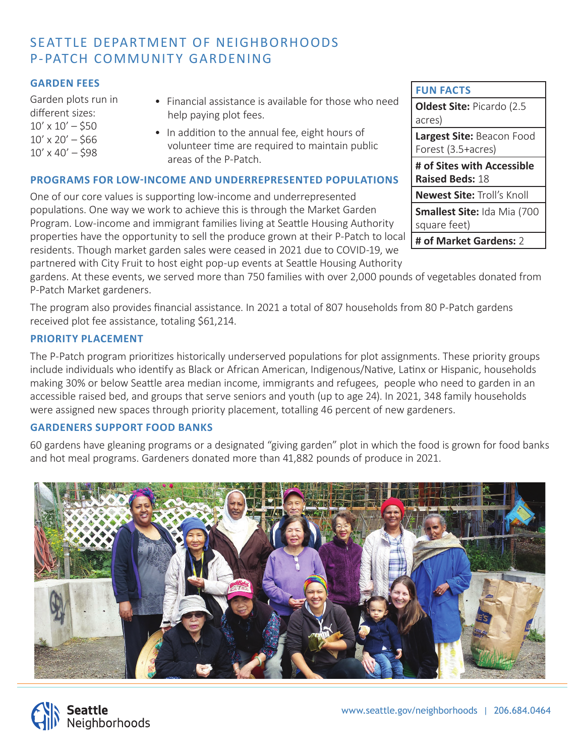# SEATTLE DEPARTMENT OF NEIGHBORHOODS
# P-PATCH COMMUNITY GARDENING

## GARDEN FEES

Garden plots run in different sizes:
10' x 10' – $50
10' x 20' – $66
10' x 40' – $98

- Financial assistance is available for those who need help paying plot fees.
- In addition to the annual fee, eight hours of volunteer time are required to maintain public areas of the P-Patch.

## PROGRAMS FOR LOW-INCOME AND UNDERREPRESENTED POPULATIONS

One of our core values is supporting low-income and underrepresented populations. One way we work to achieve this is through the Market Garden Program. Low-income and immigrant families living at Seattle Housing Authority properties have the opportunity to sell the produce grown at their P-Patch to local residents. Though market garden sales were ceased in 2021 due to COVID-19, we partnered with City Fruit to host eight pop-up events at Seattle Housing Authority gardens. At these events, we served more than 750 families with over 2,000 pounds of vegetables donated from P-Patch Market gardeners.

The program also provides financial assistance. In 2021 a total of 807 households from 80 P-Patch gardens received plot fee assistance, totaling $61,214.

## PRIORITY PLACEMENT

The P-Patch program prioritizes historically underserved populations for plot assignments. These priority groups include individuals who identify as Black or African American, Indigenous/Native, Latinx or Hispanic, households making 30% or below Seattle area median income, immigrants and refugees, people who need to garden in an accessible raised bed, and groups that serve seniors and youth (up to age 24). In 2021, 348 family households were assigned new spaces through priority placement, totalling 46 percent of new gardeners.

## GARDENERS SUPPORT FOOD BANKS

60 gardens have gleaning programs or a designated "giving garden" plot in which the food is grown for food banks and hot meal programs. Gardeners donated more than 41,882 pounds of produce in 2021.

| FUN FACTS |
| --- |
| **Oldest Site:** Picardo (2.5 acres) |
| **Largest Site:** Beacon Food Forest (3.5+acres) |
| **# of Sites with Accessible Raised Beds:** 18 |
| **Newest Site:** Troll's Knoll |
| **Smallest Site:** Ida Mia (700 square feet) |
| **# of Market Gardens:** 2 |

Seattle Neighborhoods

www.seattle.gov/neighborhoods | 206.684.0464